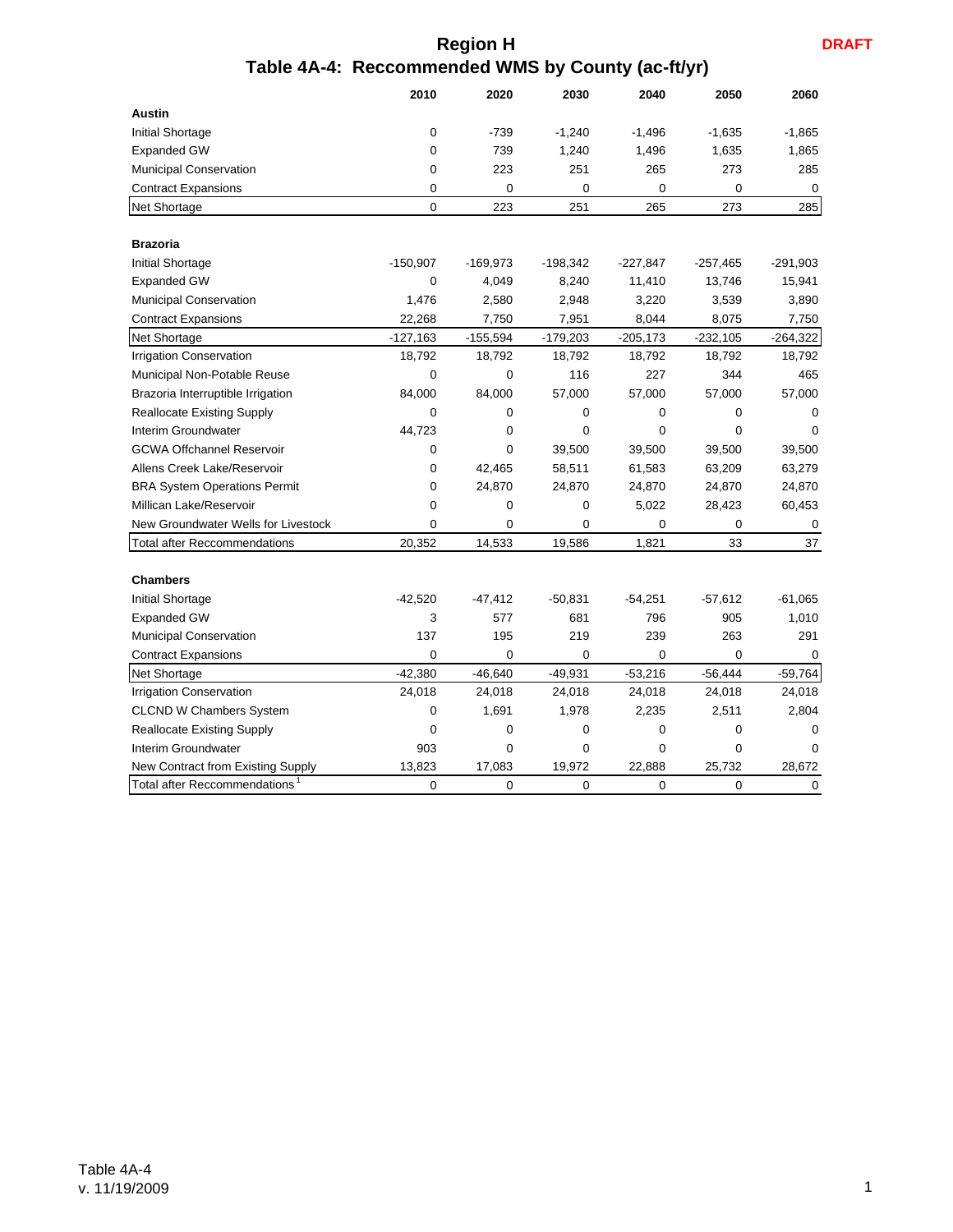# Region H

## Table 4A-4: Reccommended WMS by County (ac-ft/yr)

DRAFT

| | 2010 | 2020 | 2030 | 2040 | 2050 | 2060 |
|---|---|---|---|---|---|---|
| **Austin** | | | | | | |
| Initial Shortage | 0 | -739 | -1,240 | -1,496 | -1,635 | -1,865 |
| Expanded GW | 0 | 739 | 1,240 | 1,496 | 1,635 | 1,865 |
| Municipal Conservation | 0 | 223 | 251 | 265 | 273 | 285 |
| Contract Expansions | 0 | 0 | 0 | 0 | 0 | 0 |
| Net Shortage | 0 | 223 | 251 | 265 | 273 | 285 |
| **Brazoria** | | | | | | |
| Initial Shortage | -150,907 | -169,973 | -198,342 | -227,847 | -257,465 | -291,903 |
| Expanded GW | 0 | 4,049 | 8,240 | 11,410 | 13,746 | 15,941 |
| Municipal Conservation | 1,476 | 2,580 | 2,948 | 3,220 | 3,539 | 3,890 |
| Contract Expansions | 22,268 | 7,750 | 7,951 | 8,044 | 8,075 | 7,750 |
| Net Shortage | -127,163 | -155,594 | -179,203 | -205,173 | -232,105 | -264,322 |
| Irrigation Conservation | 18,792 | 18,792 | 18,792 | 18,792 | 18,792 | 18,792 |
| Municipal Non-Potable Reuse | 0 | 0 | 116 | 227 | 344 | 465 |
| Brazoria Interruptible Irrigation | 84,000 | 84,000 | 57,000 | 57,000 | 57,000 | 57,000 |
| Reallocate Existing Supply | 0 | 0 | 0 | 0 | 0 | 0 |
| Interim Groundwater | 44,723 | 0 | 0 | 0 | 0 | 0 |
| GCWA Offchannel Reservoir | 0 | 0 | 39,500 | 39,500 | 39,500 | 39,500 |
| Allens Creek Lake/Reservoir | 0 | 42,465 | 58,511 | 61,583 | 63,209 | 63,279 |
| BRA System Operations Permit | 0 | 24,870 | 24,870 | 24,870 | 24,870 | 24,870 |
| Millican Lake/Reservoir | 0 | 0 | 0 | 5,022 | 28,423 | 60,453 |
| New Groundwater Wells for Livestock | 0 | 0 | 0 | 0 | 0 | 0 |
| Total after Reccommendations | 20,352 | 14,533 | 19,586 | 1,821 | 33 | 37 |
| **Chambers** | | | | | | |
| Initial Shortage | -42,520 | -47,412 | -50,831 | -54,251 | -57,612 | -61,065 |
| Expanded GW | 3 | 577 | 681 | 796 | 905 | 1,010 |
| Municipal Conservation | 137 | 195 | 219 | 239 | 263 | 291 |
| Contract Expansions | 0 | 0 | 0 | 0 | 0 | 0 |
| Net Shortage | -42,380 | -46,640 | -49,931 | -53,216 | -56,444 | -59,764 |
| Irrigation Conservation | 24,018 | 24,018 | 24,018 | 24,018 | 24,018 | 24,018 |
| CLCND W Chambers System | 0 | 1,691 | 1,978 | 2,235 | 2,511 | 2,804 |
| Reallocate Existing Supply | 0 | 0 | 0 | 0 | 0 | 0 |
| Interim Groundwater | 903 | 0 | 0 | 0 | 0 | 0 |
| New Contract from Existing Supply | 13,823 | 17,083 | 19,972 | 22,888 | 25,732 | 28,672 |
| Total after Reccommendations[1] | 0 | 0 | 0 | 0 | 0 | 0 |

Table 4A-4
v. 11/19/2009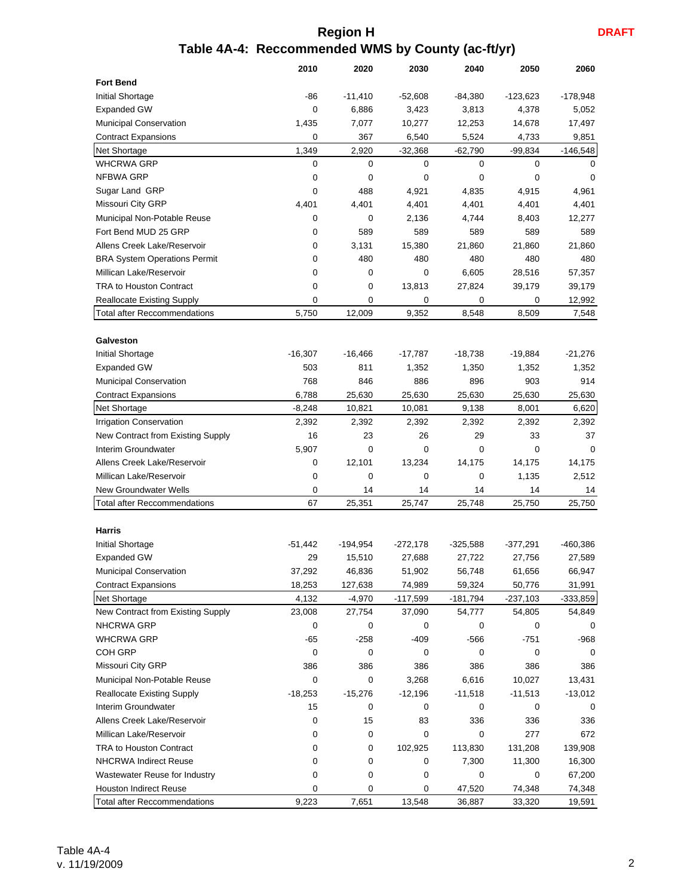# Region H

**DRAFT**

## Table 4A-4: Reccommended WMS by County (ac-ft/yr)

| | 2010 | 2020 | 2030 | 2040 | 2050 | 2060 |
|---|---|---|---|---|---|---|
| **Fort Bend** | | | | | | |
| Initial Shortage | -86 | -11,410 | -52,608 | -84,380 | -123,623 | -178,948 |
| Expanded GW | 0 | 6,886 | 3,423 | 3,813 | 4,378 | 5,052 |
| Municipal Conservation | 1,435 | 7,077 | 10,277 | 12,253 | 14,678 | 17,497 |
| Contract Expansions | 0 | 367 | 6,540 | 5,524 | 4,733 | 9,851 |
| Net Shortage | 1,349 | 2,920 | -32,368 | -62,790 | -99,834 | -146,548 |
| WHCRWA GRP | 0 | 0 | 0 | 0 | 0 | 0 |
| NFBWA GRP | 0 | 0 | 0 | 0 | 0 | 0 |
| Sugar Land GRP | 0 | 488 | 4,921 | 4,835 | 4,915 | 4,961 |
| Missouri City GRP | 4,401 | 4,401 | 4,401 | 4,401 | 4,401 | 4,401 |
| Municipal Non-Potable Reuse | 0 | 0 | 2,136 | 4,744 | 8,403 | 12,277 |
| Fort Bend MUD 25 GRP | 0 | 589 | 589 | 589 | 589 | 589 |
| Allens Creek Lake/Reservoir | 0 | 3,131 | 15,380 | 21,860 | 21,860 | 21,860 |
| BRA System Operations Permit | 0 | 480 | 480 | 480 | 480 | 480 |
| Millican Lake/Reservoir | 0 | 0 | 0 | 6,605 | 28,516 | 57,357 |
| TRA to Houston Contract | 0 | 0 | 13,813 | 27,824 | 39,179 | 39,179 |
| Reallocate Existing Supply | 0 | 0 | 0 | 0 | 0 | 12,992 |
| Total after Reccommendations | 5,750 | 12,009 | 9,352 | 8,548 | 8,509 | 7,548 |
| **Galveston** | | | | | | |
| Initial Shortage | -16,307 | -16,466 | -17,787 | -18,738 | -19,884 | -21,276 |
| Expanded GW | 503 | 811 | 1,352 | 1,350 | 1,352 | 1,352 |
| Municipal Conservation | 768 | 846 | 886 | 896 | 903 | 914 |
| Contract Expansions | 6,788 | 25,630 | 25,630 | 25,630 | 25,630 | 25,630 |
| Net Shortage | -8,248 | 10,821 | 10,081 | 9,138 | 8,001 | 6,620 |
| Irrigation Conservation | 2,392 | 2,392 | 2,392 | 2,392 | 2,392 | 2,392 |
| New Contract from Existing Supply | 16 | 23 | 26 | 29 | 33 | 37 |
| Interim Groundwater | 5,907 | 0 | 0 | 0 | 0 | 0 |
| Allens Creek Lake/Reservoir | 0 | 12,101 | 13,234 | 14,175 | 14,175 | 14,175 |
| Millican Lake/Reservoir | 0 | 0 | 0 | 0 | 1,135 | 2,512 |
| New Groundwater Wells | 0 | 14 | 14 | 14 | 14 | 14 |
| Total after Reccommendations | 67 | 25,351 | 25,747 | 25,748 | 25,750 | 25,750 |
| **Harris** | | | | | | |
| Initial Shortage | -51,442 | -194,954 | -272,178 | -325,588 | -377,291 | -460,386 |
| Expanded GW | 29 | 15,510 | 27,688 | 27,722 | 27,756 | 27,589 |
| Municipal Conservation | 37,292 | 46,836 | 51,902 | 56,748 | 61,656 | 66,947 |
| Contract Expansions | 18,253 | 127,638 | 74,989 | 59,324 | 50,776 | 31,991 |
| Net Shortage | 4,132 | -4,970 | -117,599 | -181,794 | -237,103 | -333,859 |
| New Contract from Existing Supply | 23,008 | 27,754 | 37,090 | 54,777 | 54,805 | 54,849 |
| NHCRWA GRP | 0 | 0 | 0 | 0 | 0 | 0 |
| WHCRWA GRP | -65 | -258 | -409 | -566 | -751 | -968 |
| COH GRP | 0 | 0 | 0 | 0 | 0 | 0 |
| Missouri City GRP | 386 | 386 | 386 | 386 | 386 | 386 |
| Municipal Non-Potable Reuse | 0 | 0 | 3,268 | 6,616 | 10,027 | 13,431 |
| Reallocate Existing Supply | -18,253 | -15,276 | -12,196 | -11,518 | -11,513 | -13,012 |
| Interim Groundwater | 15 | 0 | 0 | 0 | 0 | 0 |
| Allens Creek Lake/Reservoir | 0 | 15 | 83 | 336 | 336 | 336 |
| Millican Lake/Reservoir | 0 | 0 | 0 | 0 | 277 | 672 |
| TRA to Houston Contract | 0 | 0 | 102,925 | 113,830 | 131,208 | 139,908 |
| NHCRWA Indirect Reuse | 0 | 0 | 0 | 7,300 | 11,300 | 16,300 |
| Wastewater Reuse for Industry | 0 | 0 | 0 | 0 | 0 | 67,200 |
| Houston Indirect Reuse | 0 | 0 | 0 | 47,520 | 74,348 | 74,348 |
| Total after Reccommendations | 9,223 | 7,651 | 13,548 | 36,887 | 33,320 | 19,591 |

Table 4A-4
v. 11/19/2009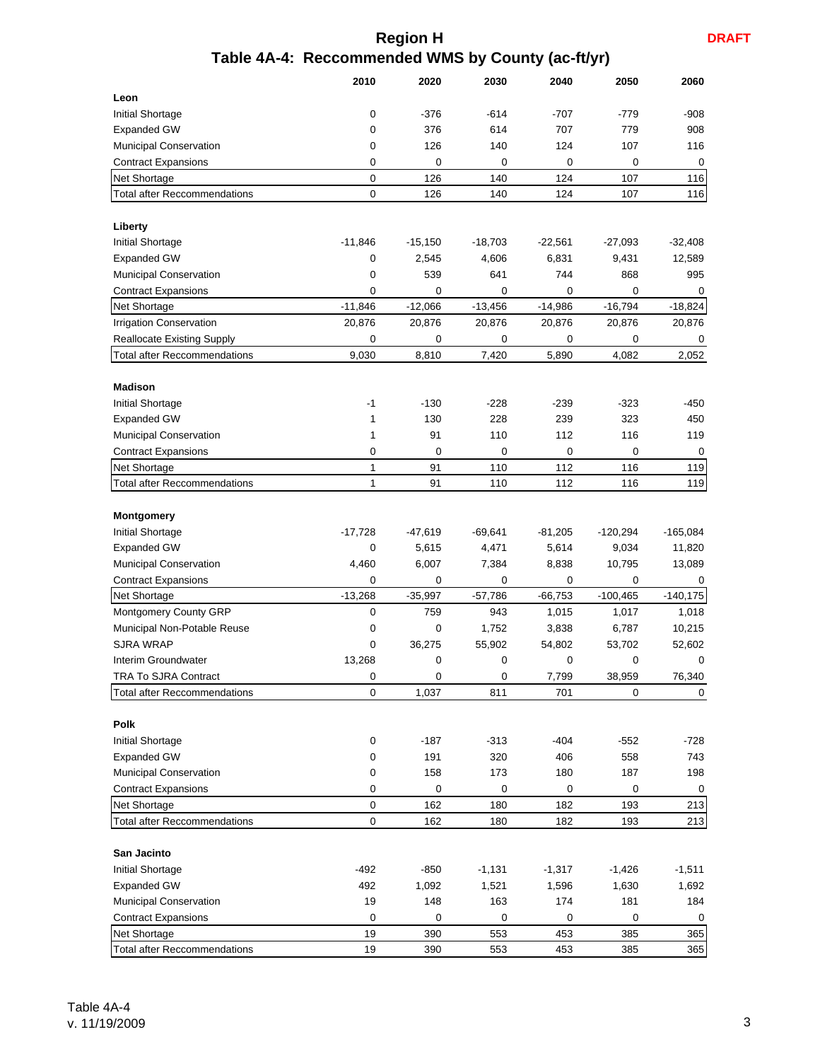# Region H

**DRAFT**

## Table 4A-4: Reccommended WMS by County (ac-ft/yr)

| | 2010 | 2020 | 2030 | 2040 | 2050 | 2060 |
|---|---|---|---|---|---|---|
| **Leon** | | | | | | |
| Initial Shortage | 0 | -376 | -614 | -707 | -779 | -908 |
| Expanded GW | 0 | 376 | 614 | 707 | 779 | 908 |
| Municipal Conservation | 0 | 126 | 140 | 124 | 107 | 116 |
| Contract Expansions | 0 | 0 | 0 | 0 | 0 | 0 |
| Net Shortage | 0 | 126 | 140 | 124 | 107 | 116 |
| Total after Reccommendations | 0 | 126 | 140 | 124 | 107 | 116 |
| **Liberty** | | | | | | |
| Initial Shortage | -11,846 | -15,150 | -18,703 | -22,561 | -27,093 | -32,408 |
| Expanded GW | 0 | 2,545 | 4,606 | 6,831 | 9,431 | 12,589 |
| Municipal Conservation | 0 | 539 | 641 | 744 | 868 | 995 |
| Contract Expansions | 0 | 0 | 0 | 0 | 0 | 0 |
| Net Shortage | -11,846 | -12,066 | -13,456 | -14,986 | -16,794 | -18,824 |
| Irrigation Conservation | 20,876 | 20,876 | 20,876 | 20,876 | 20,876 | 20,876 |
| Reallocate Existing Supply | 0 | 0 | 0 | 0 | 0 | 0 |
| Total after Reccommendations | 9,030 | 8,810 | 7,420 | 5,890 | 4,082 | 2,052 |
| **Madison** | | | | | | |
| Initial Shortage | -1 | -130 | -228 | -239 | -323 | -450 |
| Expanded GW | 1 | 130 | 228 | 239 | 323 | 450 |
| Municipal Conservation | 1 | 91 | 110 | 112 | 116 | 119 |
| Contract Expansions | 0 | 0 | 0 | 0 | 0 | 0 |
| Net Shortage | 1 | 91 | 110 | 112 | 116 | 119 |
| Total after Reccommendations | 1 | 91 | 110 | 112 | 116 | 119 |
| **Montgomery** | | | | | | |
| Initial Shortage | -17,728 | -47,619 | -69,641 | -81,205 | -120,294 | -165,084 |
| Expanded GW | 0 | 5,615 | 4,471 | 5,614 | 9,034 | 11,820 |
| Municipal Conservation | 4,460 | 6,007 | 7,384 | 8,838 | 10,795 | 13,089 |
| Contract Expansions | 0 | 0 | 0 | 0 | 0 | 0 |
| Net Shortage | -13,268 | -35,997 | -57,786 | -66,753 | -100,465 | -140,175 |
| Montgomery County GRP | 0 | 759 | 943 | 1,015 | 1,017 | 1,018 |
| Municipal Non-Potable Reuse | 0 | 0 | 1,752 | 3,838 | 6,787 | 10,215 |
| SJRA WRAP | 0 | 36,275 | 55,902 | 54,802 | 53,702 | 52,602 |
| Interim Groundwater | 13,268 | 0 | 0 | 0 | 0 | 0 |
| TRA To SJRA Contract | 0 | 0 | 0 | 7,799 | 38,959 | 76,340 |
| Total after Reccommendations | 0 | 1,037 | 811 | 701 | 0 | 0 |
| **Polk** | | | | | | |
| Initial Shortage | 0 | -187 | -313 | -404 | -552 | -728 |
| Expanded GW | 0 | 191 | 320 | 406 | 558 | 743 |
| Municipal Conservation | 0 | 158 | 173 | 180 | 187 | 198 |
| Contract Expansions | 0 | 0 | 0 | 0 | 0 | 0 |
| Net Shortage | 0 | 162 | 180 | 182 | 193 | 213 |
| Total after Reccommendations | 0 | 162 | 180 | 182 | 193 | 213 |
| **San Jacinto** | | | | | | |
| Initial Shortage | -492 | -850 | -1,131 | -1,317 | -1,426 | -1,511 |
| Expanded GW | 492 | 1,092 | 1,521 | 1,596 | 1,630 | 1,692 |
| Municipal Conservation | 19 | 148 | 163 | 174 | 181 | 184 |
| Contract Expansions | 0 | 0 | 0 | 0 | 0 | 0 |
| Net Shortage | 19 | 390 | 553 | 453 | 385 | 365 |
| Total after Reccommendations | 19 | 390 | 553 | 453 | 385 | 365 |

Table 4A-4
v. 11/19/2009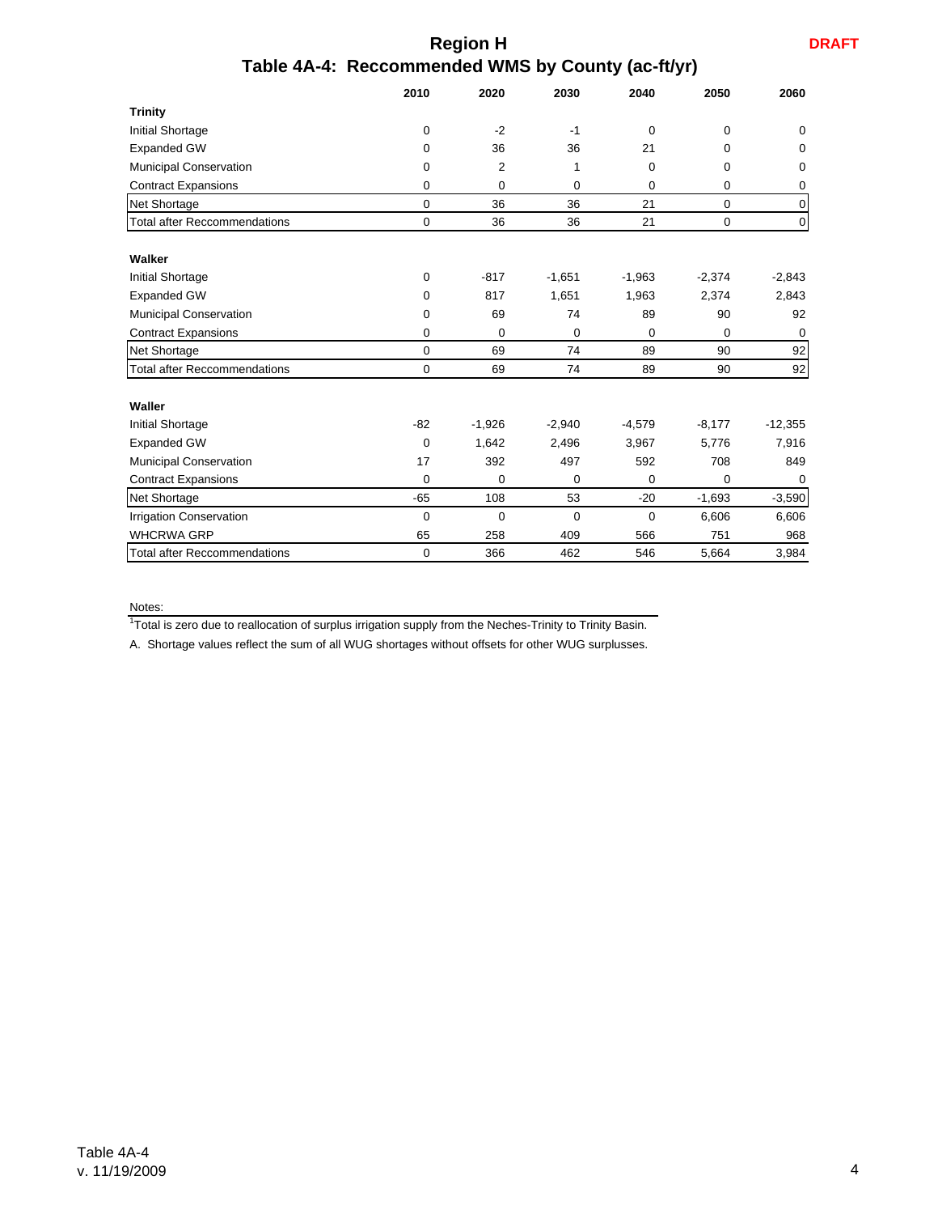# Region H

**DRAFT**

## Table 4A-4: Reccommended WMS by County (ac-ft/yr)

| | 2010 | 2020 | 2030 | 2040 | 2050 | 2060 |
|---|---|---|---|---|---|---|
| **Trinity** | | | | | | |
| Initial Shortage | 0 | -2 | -1 | 0 | 0 | 0 |
| Expanded GW | 0 | 36 | 36 | 21 | 0 | 0 |
| Municipal Conservation | 0 | 2 | 1 | 0 | 0 | 0 |
| Contract Expansions | 0 | 0 | 0 | 0 | 0 | 0 |
| Net Shortage | 0 | 36 | 36 | 21 | 0 | 0 |
| Total after Reccommendations | 0 | 36 | 36 | 21 | 0 | 0 |
| **Walker** | | | | | | |
| Initial Shortage | 0 | -817 | -1,651 | -1,963 | -2,374 | -2,843 |
| Expanded GW | 0 | 817 | 1,651 | 1,963 | 2,374 | 2,843 |
| Municipal Conservation | 0 | 69 | 74 | 89 | 90 | 92 |
| Contract Expansions | 0 | 0 | 0 | 0 | 0 | 0 |
| Net Shortage | 0 | 69 | 74 | 89 | 90 | 92 |
| Total after Reccommendations | 0 | 69 | 74 | 89 | 90 | 92 |
| **Waller** | | | | | | |
| Initial Shortage | -82 | -1,926 | -2,940 | -4,579 | -8,177 | -12,355 |
| Expanded GW | 0 | 1,642 | 2,496 | 3,967 | 5,776 | 7,916 |
| Municipal Conservation | 17 | 392 | 497 | 592 | 708 | 849 |
| Contract Expansions | 0 | 0 | 0 | 0 | 0 | 0 |
| Net Shortage | -65 | 108 | 53 | -20 | -1,693 | -3,590 |
| Irrigation Conservation | 0 | 0 | 0 | 0 | 6,606 | 6,606 |
| WHCRWA GRP | 65 | 258 | 409 | 566 | 751 | 968 |
| Total after Reccommendations | 0 | 366 | 462 | 546 | 5,664 | 3,984 |

Notes:

[1]Total is zero due to reallocation of surplus irrigation supply from the Neches-Trinity to Trinity Basin.

A. Shortage values reflect the sum of all WUG shortages without offsets for other WUG surplusses.

Table 4A-4
v. 11/19/2009